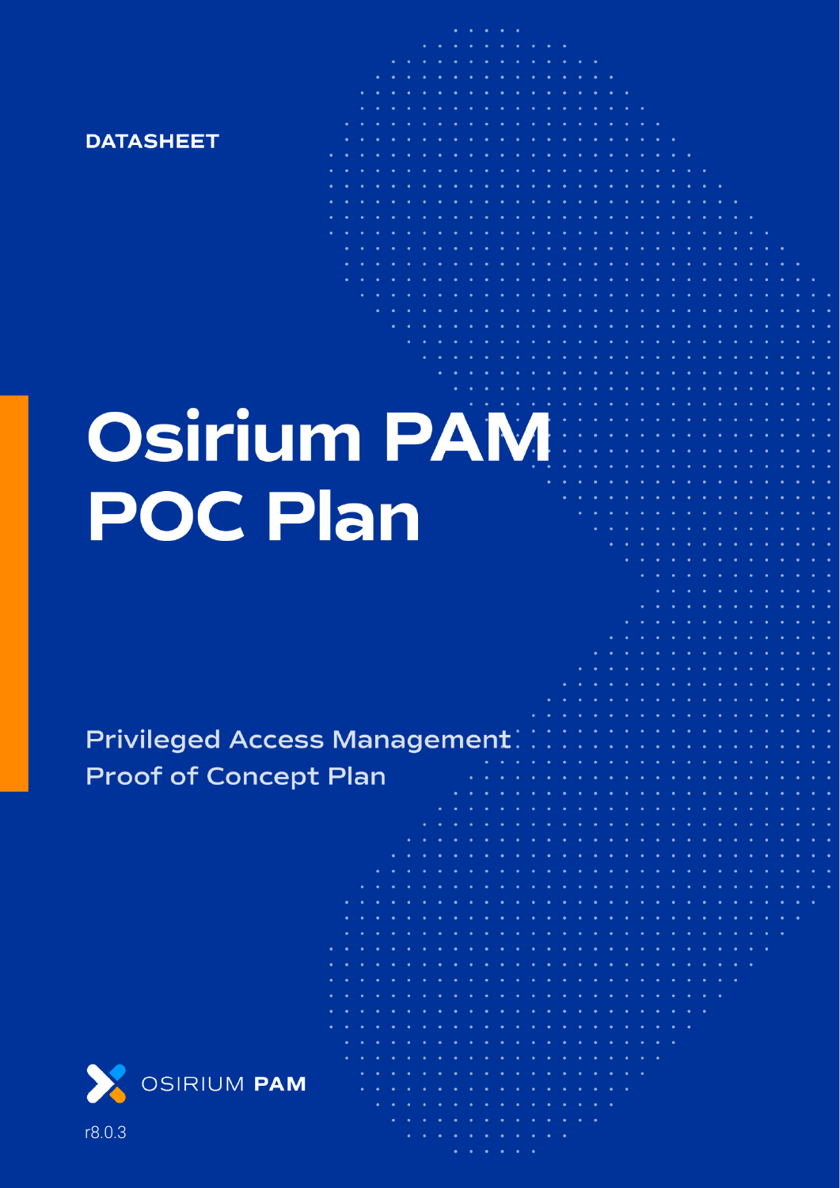DATASHEET

# Osirium PAM POC Plan

Privileged Access Management Proof of Concept Plan

OSIRIUM **PAM**

r8.0.3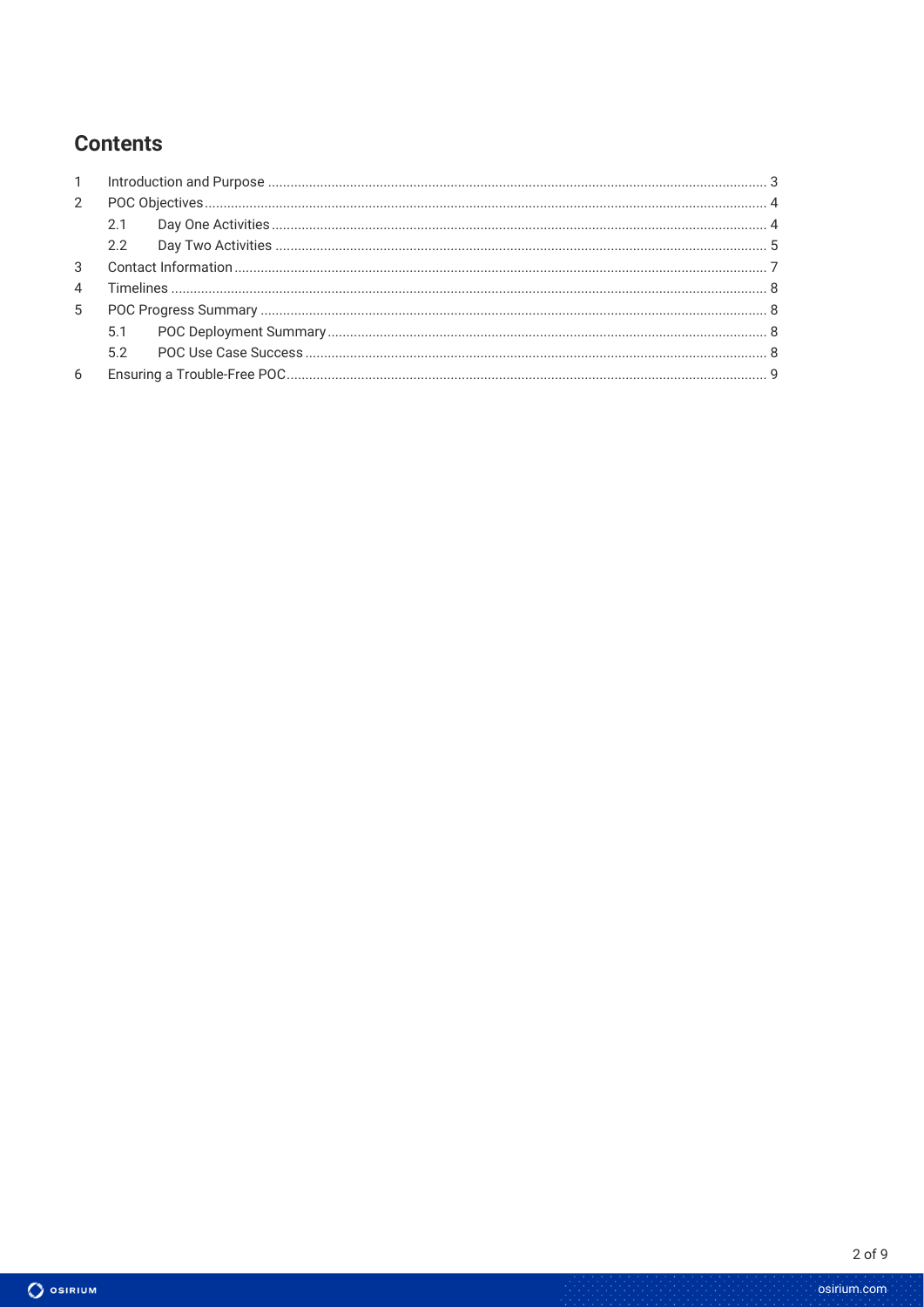## Contents

1 Introduction and Purpose ........................................ 3
2 POC Objectives ........................................ 4
  2.1 Day One Activities ........................................ 4
  2.2 Day Two Activities ........................................ 5
3 Contact Information ........................................ 7
4 Timelines ........................................ 8
5 POC Progress Summary ........................................ 8
  5.1 POC Deployment Summary ........................................ 8
  5.2 POC Use Case Success ........................................ 8
6 Ensuring a Trouble-Free POC ........................................ 9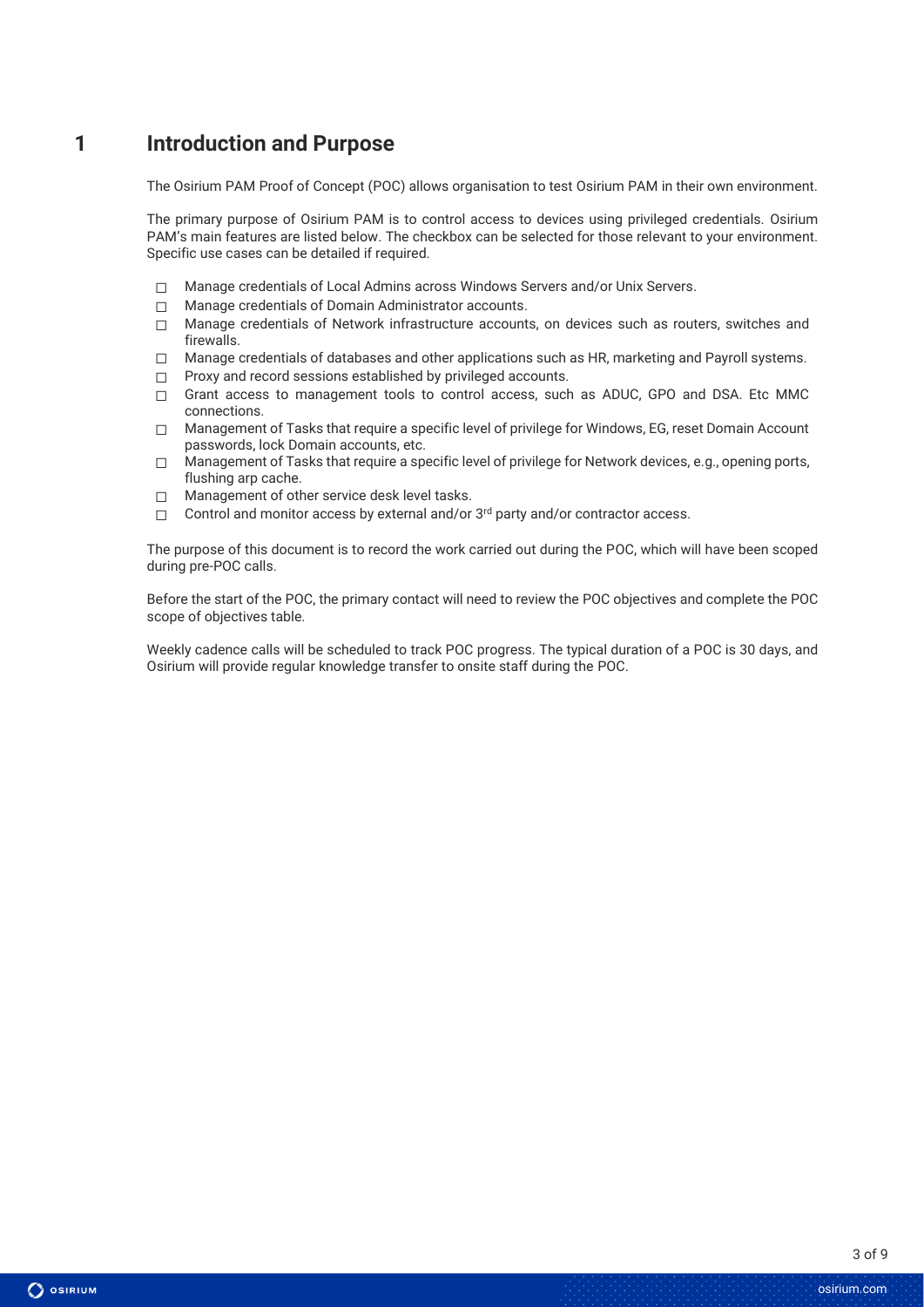# 1 Introduction and Purpose

The Osirium PAM Proof of Concept (POC) allows organisation to test Osirium PAM in their own environment.

The primary purpose of Osirium PAM is to control access to devices using privileged credentials. Osirium PAM's main features are listed below. The checkbox can be selected for those relevant to your environment. Specific use cases can be detailed if required.

- ☐ Manage credentials of Local Admins across Windows Servers and/or Unix Servers.
- ☐ Manage credentials of Domain Administrator accounts.
- ☐ Manage credentials of Network infrastructure accounts, on devices such as routers, switches and firewalls.
- ☐ Manage credentials of databases and other applications such as HR, marketing and Payroll systems.
- ☐ Proxy and record sessions established by privileged accounts.
- ☐ Grant access to management tools to control access, such as ADUC, GPO and DSA. Etc MMC connections.
- ☐ Management of Tasks that require a specific level of privilege for Windows, EG, reset Domain Account passwords, lock Domain accounts, etc.
- ☐ Management of Tasks that require a specific level of privilege for Network devices, e.g., opening ports, flushing arp cache.
- ☐ Management of other service desk level tasks.
- ☐ Control and monitor access by external and/or 3rd party and/or contractor access.

The purpose of this document is to record the work carried out during the POC, which will have been scoped during pre-POC calls.

Before the start of the POC, the primary contact will need to review the POC objectives and complete the POC scope of objectives table.

Weekly cadence calls will be scheduled to track POC progress. The typical duration of a POC is 30 days, and Osirium will provide regular knowledge transfer to onsite staff during the POC.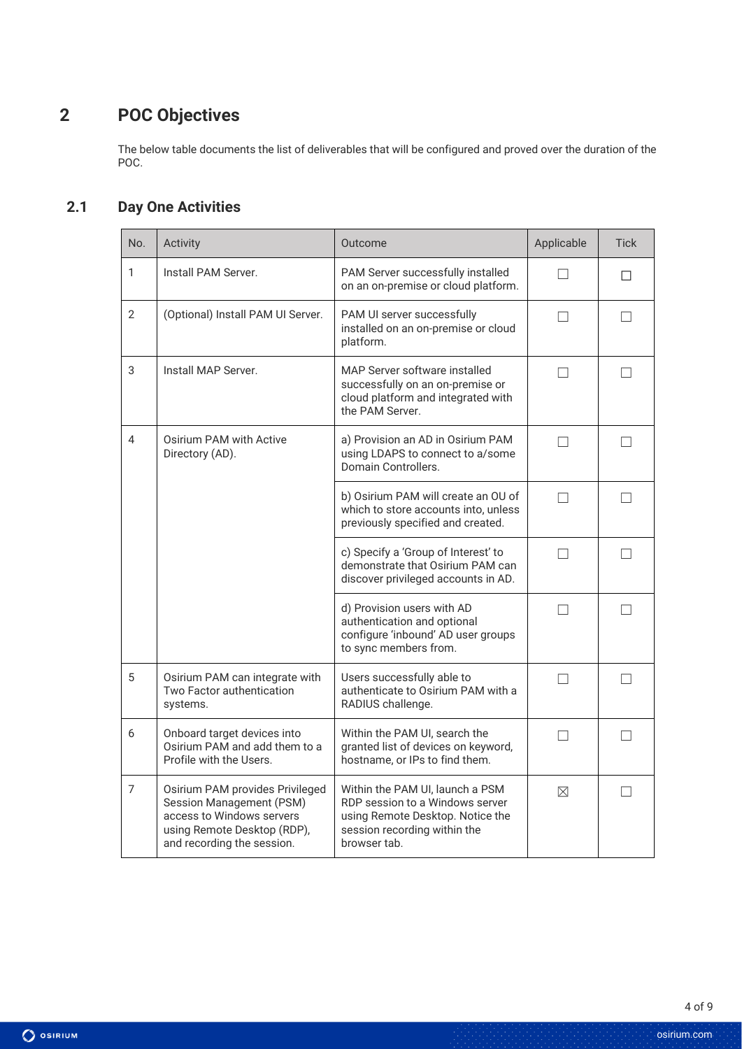# 2 POC Objectives

The below table documents the list of deliverables that will be configured and proved over the duration of the POC.

## 2.1 Day One Activities

| No. | Activity | Outcome | Applicable | Tick |
|---|---|---|---|---|
| 1 | Install PAM Server. | PAM Server successfully installed on an on-premise or cloud platform. | ☐ | ☐ |
| 2 | (Optional) Install PAM UI Server. | PAM UI server successfully installed on an on-premise or cloud platform. | ☐ | ☐ |
| 3 | Install MAP Server. | MAP Server software installed successfully on an on-premise or cloud platform and integrated with the PAM Server. | ☐ | ☐ |
| 4 | Osirium PAM with Active Directory (AD). | a) Provision an AD in Osirium PAM using LDAPS to connect to a/some Domain Controllers. | ☐ | ☐ |
| | | b) Osirium PAM will create an OU of which to store accounts into, unless previously specified and created. | ☐ | ☐ |
| | | c) Specify a 'Group of Interest' to demonstrate that Osirium PAM can discover privileged accounts in AD. | ☐ | ☐ |
| | | d) Provision users with AD authentication and optional configure 'inbound' AD user groups to sync members from. | ☐ | ☐ |
| 5 | Osirium PAM can integrate with Two Factor authentication systems. | Users successfully able to authenticate to Osirium PAM with a RADIUS challenge. | ☐ | ☐ |
| 6 | Onboard target devices into Osirium PAM and add them to a Profile with the Users. | Within the PAM UI, search the granted list of devices on keyword, hostname, or IPs to find them. | ☐ | ☐ |
| 7 | Osirium PAM provides Privileged Session Management (PSM) access to Windows servers using Remote Desktop (RDP), and recording the session. | Within the PAM UI, launch a PSM RDP session to a Windows server using Remote Desktop. Notice the session recording within the browser tab. | ☒ | ☐ |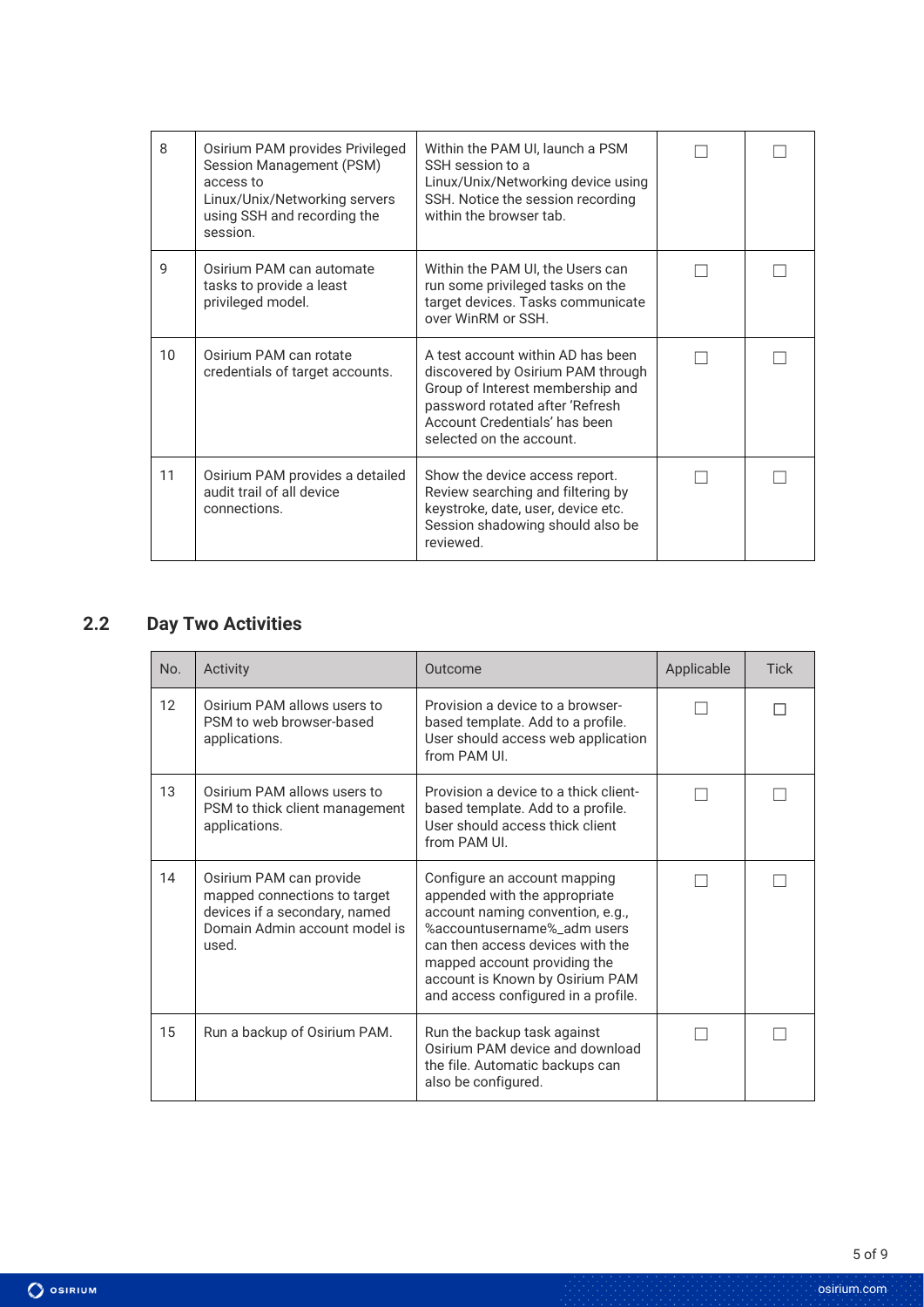| | | | | |
|---|---|---|---|---|
| 8 | Osirium PAM provides Privileged Session Management (PSM) access to Linux/Unix/Networking servers using SSH and recording the session. | Within the PAM UI, launch a PSM SSH session to a Linux/Unix/Networking device using SSH. Notice the session recording within the browser tab. | ☐ | ☐ |
| 9 | Osirium PAM can automate tasks to provide a least privileged model. | Within the PAM UI, the Users can run some privileged tasks on the target devices. Tasks communicate over WinRM or SSH. | ☐ | ☐ |
| 10 | Osirium PAM can rotate credentials of target accounts. | A test account within AD has been discovered by Osirium PAM through Group of Interest membership and password rotated after 'Refresh Account Credentials' has been selected on the account. | ☐ | ☐ |
| 11 | Osirium PAM provides a detailed audit trail of all device connections. | Show the device access report. Review searching and filtering by keystroke, date, user, device etc. Session shadowing should also be reviewed. | ☐ | ☐ |

## 2.2 Day Two Activities

| No. | Activity | Outcome | Applicable | Tick |
|---|---|---|---|---|
| 12 | Osirium PAM allows users to PSM to web browser-based applications. | Provision a device to a browser-based template. Add to a profile. User should access web application from PAM UI. | ☐ | ☐ |
| 13 | Osirium PAM allows users to PSM to thick client management applications. | Provision a device to a thick client-based template. Add to a profile. User should access thick client from PAM UI. | ☐ | ☐ |
| 14 | Osirium PAM can provide mapped connections to target devices if a secondary, named Domain Admin account model is used. | Configure an account mapping appended with the appropriate account naming convention, e.g., %accountusername%_adm users can then access devices with the mapped account providing the account is Known by Osirium PAM and access configured in a profile. | ☐ | ☐ |
| 15 | Run a backup of Osirium PAM. | Run the backup task against Osirium PAM device and download the file. Automatic backups can also be configured. | ☐ | ☐ |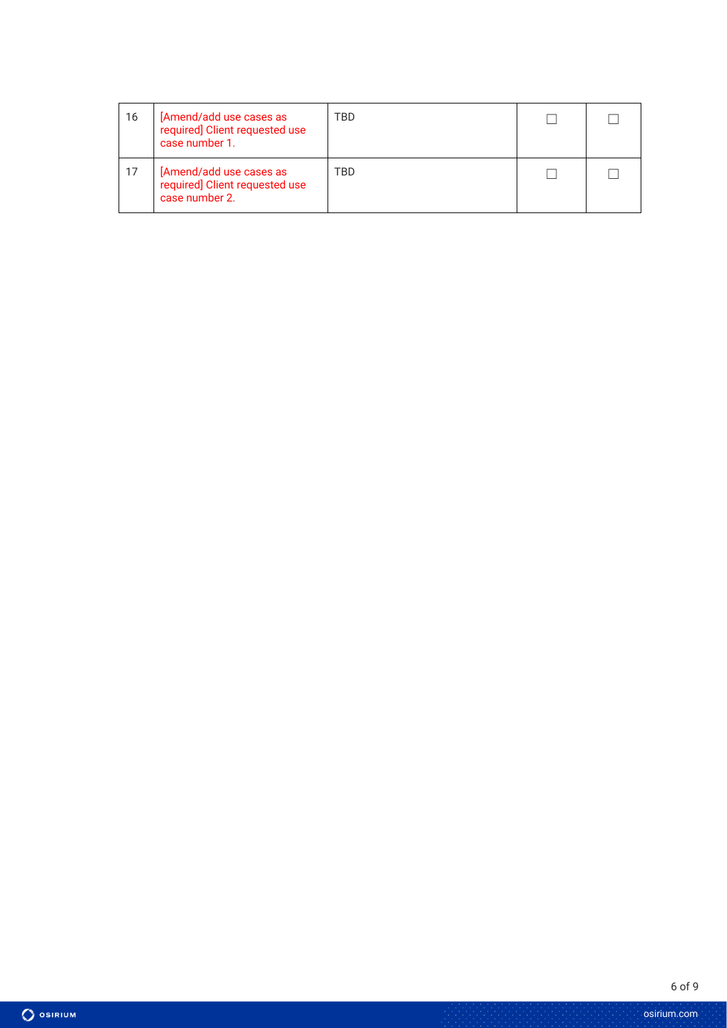| | | | | |
|---|---|---|---|---|
| 16 | [Amend/add use cases as required] Client requested use case number 1. | TBD | ☐ | ☐ |
| 17 | [Amend/add use cases as required] Client requested use case number 2. | TBD | ☐ | ☐ |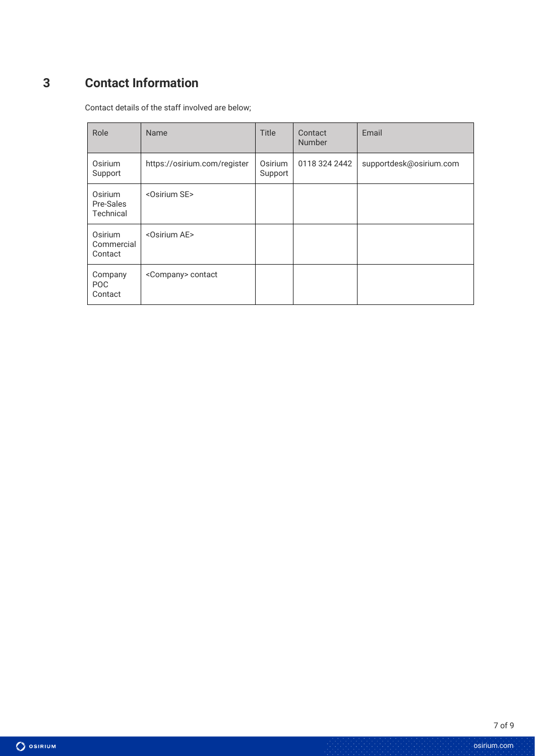# 3 Contact Information

Contact details of the staff involved are below;

| Role | Name | Title | Contact Number | Email |
|---|---|---|---|---|
| Osirium Support | https://osirium.com/register | Osirium Support | 0118 324 2442 | supportdesk@osirium.com |
| Osirium Pre-Sales Technical | <Osirium SE> | | | |
| Osirium Commercial Contact | <Osirium AE> | | | |
| Company POC Contact | <Company> contact | | | |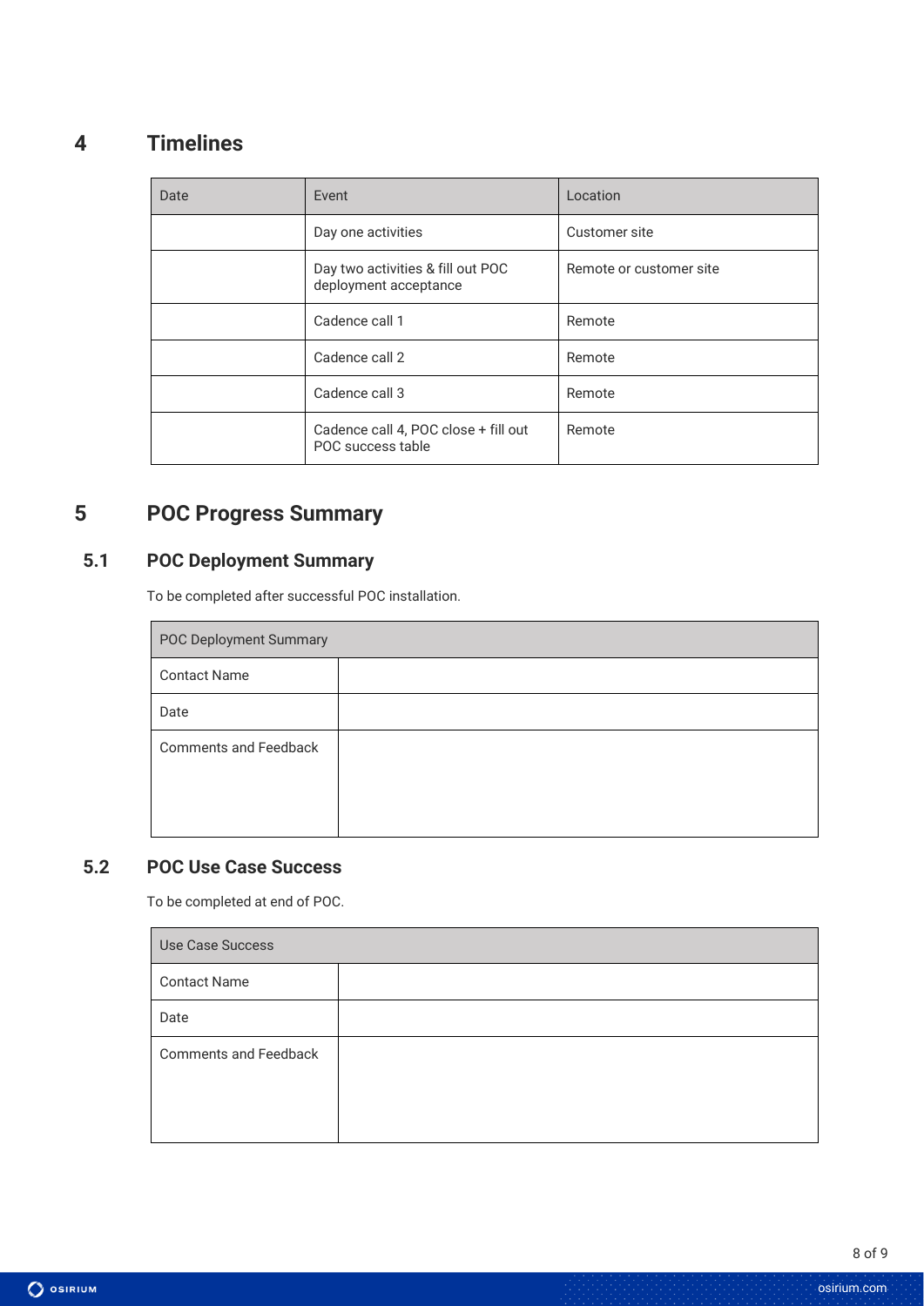# 4 Timelines

| Date | Event | Location |
| --- | --- | --- |
| | Day one activities | Customer site |
| | Day two activities & fill out POC deployment acceptance | Remote or customer site |
| | Cadence call 1 | Remote |
| | Cadence call 2 | Remote |
| | Cadence call 3 | Remote |
| | Cadence call 4, POC close + fill out POC success table | Remote |

# 5 POC Progress Summary

## 5.1 POC Deployment Summary

To be completed after successful POC installation.

| POC Deployment Summary | |
| --- | --- |
| Contact Name | |
| Date | |
| Comments and Feedback | |

## 5.2 POC Use Case Success

To be completed at end of POC.

| Use Case Success | |
| --- | --- |
| Contact Name | |
| Date | |
| Comments and Feedback | |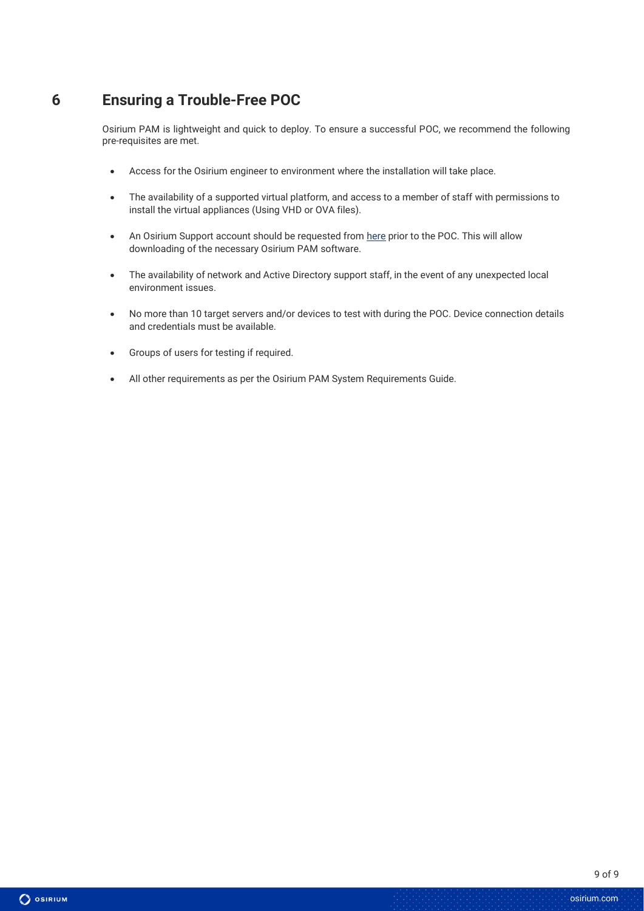## 6 Ensuring a Trouble-Free POC

Osirium PAM is lightweight and quick to deploy. To ensure a successful POC, we recommend the following pre-requisites are met.

- Access for the Osirium engineer to environment where the installation will take place.
- The availability of a supported virtual platform, and access to a member of staff with permissions to install the virtual appliances (Using VHD or OVA files).
- An Osirium Support account should be requested from here prior to the POC. This will allow downloading of the necessary Osirium PAM software.
- The availability of network and Active Directory support staff, in the event of any unexpected local environment issues.
- No more than 10 target servers and/or devices to test with during the POC. Device connection details and credentials must be available.
- Groups of users for testing if required.
- All other requirements as per the Osirium PAM System Requirements Guide.